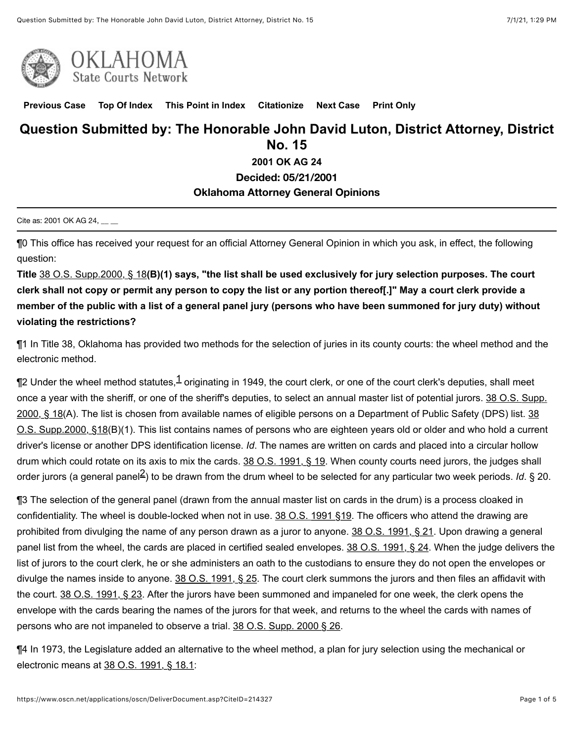Previous Case Top Of Index This Point in Index Citationize Next Case Print Only

# Question Submitted by: The Honorable John David Luton, District Attorney, District No. 15

**2001 OK AG 24**

**Decided: 05/21/2001**

**Oklahoma Attorney General Opinions**

---

Cite as: 2001 OK AG 24, __ __

---

¶0 This office has received your request for an official Attorney General Opinion in which you ask, in effect, the following question:

**Title** 38 O.S. Supp.2000, § 18**(B)(1) says, "the list shall be used exclusively for jury selection purposes. The court clerk shall not copy or permit any person to copy the list or any portion thereof[.]" May a court clerk provide a member of the public with a list of a general panel jury (persons who have been summoned for jury duty) without violating the restrictions?**

¶1 In Title 38, Oklahoma has provided two methods for the selection of juries in its county courts: the wheel method and the electronic method.

¶2 Under the wheel method statutes,[1] originating in 1949, the court clerk, or one of the court clerk's deputies, shall meet once a year with the sheriff, or one of the sheriff's deputies, to select an annual master list of potential jurors. 38 O.S. Supp. 2000, § 18(A). The list is chosen from available names of eligible persons on a Department of Public Safety (DPS) list. 38 O.S. Supp.2000, §18(B)(1). This list contains names of persons who are eighteen years old or older and who hold a current driver's license or another DPS identification license. *Id*. The names are written on cards and placed into a circular hollow drum which could rotate on its axis to mix the cards. 38 O.S. 1991, § 19. When county courts need jurors, the judges shall order jurors (a general panel[2]) to be drawn from the drum wheel to be selected for any particular two week periods. *Id*. § 20.

¶3 The selection of the general panel (drawn from the annual master list on cards in the drum) is a process cloaked in confidentiality. The wheel is double-locked when not in use. 38 O.S. 1991 §19. The officers who attend the drawing are prohibited from divulging the name of any person drawn as a juror to anyone. 38 O.S. 1991, § 21. Upon drawing a general panel list from the wheel, the cards are placed in certified sealed envelopes. 38 O.S. 1991, § 24. When the judge delivers the list of jurors to the court clerk, he or she administers an oath to the custodians to ensure they do not open the envelopes or divulge the names inside to anyone. 38 O.S. 1991, § 25. The court clerk summons the jurors and then files an affidavit with the court. 38 O.S. 1991, § 23. After the jurors have been summoned and impaneled for one week, the clerk opens the envelope with the cards bearing the names of the jurors for that week, and returns to the wheel the cards with names of persons who are not impaneled to observe a trial. 38 O.S. Supp. 2000 § 26.

¶4 In 1973, the Legislature added an alternative to the wheel method, a plan for jury selection using the mechanical or electronic means at 38 O.S. 1991, § 18.1: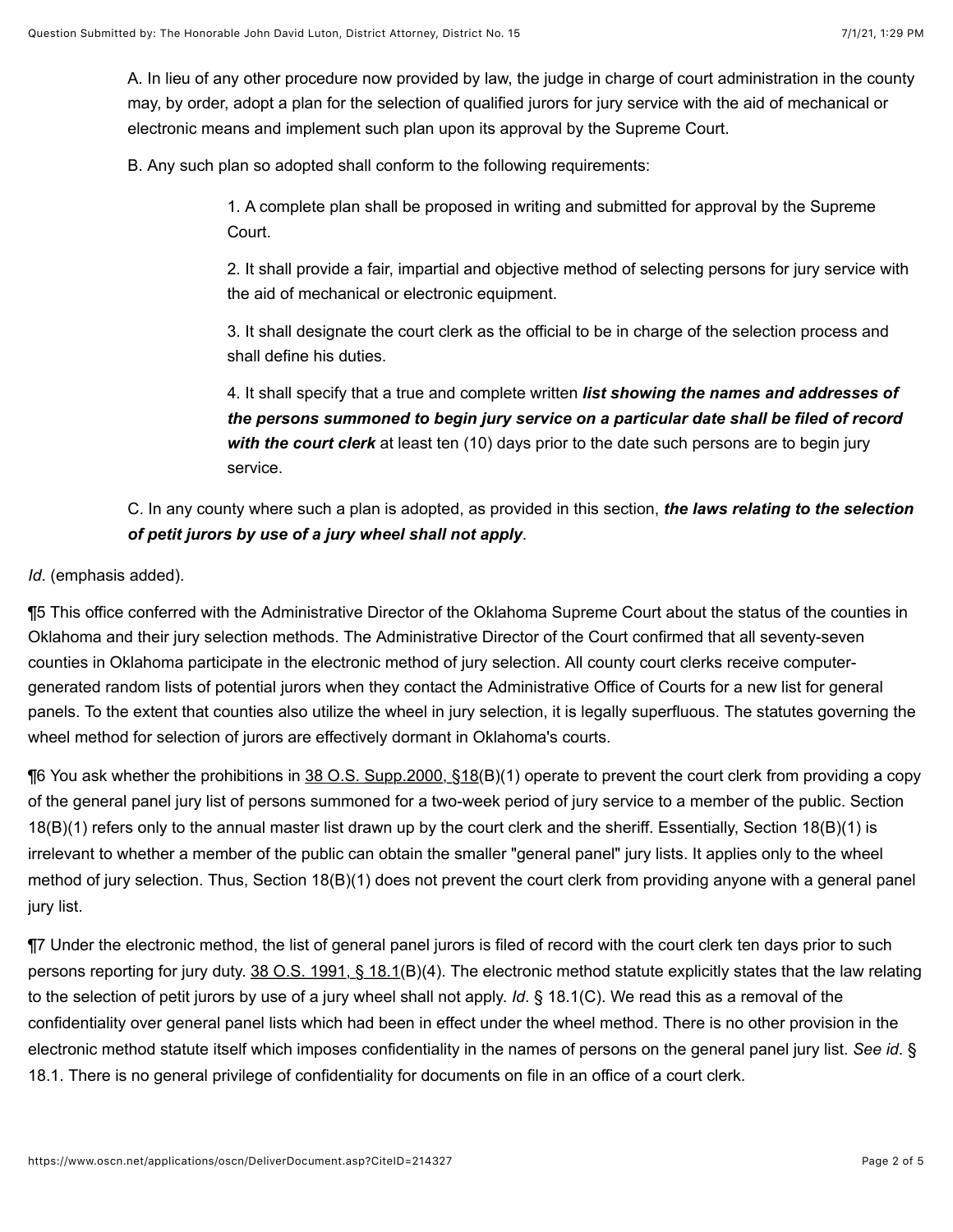A. In lieu of any other procedure now provided by law, the judge in charge of court administration in the county may, by order, adopt a plan for the selection of qualified jurors for jury service with the aid of mechanical or electronic means and implement such plan upon its approval by the Supreme Court.

B. Any such plan so adopted shall conform to the following requirements:

1. A complete plan shall be proposed in writing and submitted for approval by the Supreme Court.

2. It shall provide a fair, impartial and objective method of selecting persons for jury service with the aid of mechanical or electronic equipment.

3. It shall designate the court clerk as the official to be in charge of the selection process and shall define his duties.

4. It shall specify that a true and complete written ***list showing the names and addresses of the persons summoned to begin jury service on a particular date shall be filed of record with the court clerk*** at least ten (10) days prior to the date such persons are to begin jury service.

C. In any county where such a plan is adopted, as provided in this section, ***the laws relating to the selection of petit jurors by use of a jury wheel shall not apply***.

*Id*. (emphasis added).

¶5 This office conferred with the Administrative Director of the Oklahoma Supreme Court about the status of the counties in Oklahoma and their jury selection methods. The Administrative Director of the Court confirmed that all seventy-seven counties in Oklahoma participate in the electronic method of jury selection. All county court clerks receive computer-generated random lists of potential jurors when they contact the Administrative Office of Courts for a new list for general panels. To the extent that counties also utilize the wheel in jury selection, it is legally superfluous. The statutes governing the wheel method for selection of jurors are effectively dormant in Oklahoma's courts.

¶6 You ask whether the prohibitions in 38 O.S. Supp.2000, §18(B)(1) operate to prevent the court clerk from providing a copy of the general panel jury list of persons summoned for a two-week period of jury service to a member of the public. Section 18(B)(1) refers only to the annual master list drawn up by the court clerk and the sheriff. Essentially, Section 18(B)(1) is irrelevant to whether a member of the public can obtain the smaller "general panel" jury lists. It applies only to the wheel method of jury selection. Thus, Section 18(B)(1) does not prevent the court clerk from providing anyone with a general panel jury list.

¶7 Under the electronic method, the list of general panel jurors is filed of record with the court clerk ten days prior to such persons reporting for jury duty. 38 O.S. 1991, § 18.1(B)(4). The electronic method statute explicitly states that the law relating to the selection of petit jurors by use of a jury wheel shall not apply. *Id*. § 18.1(C). We read this as a removal of the confidentiality over general panel lists which had been in effect under the wheel method. There is no other provision in the electronic method statute itself which imposes confidentiality in the names of persons on the general panel jury list. *See id*. § 18.1. There is no general privilege of confidentiality for documents on file in an office of a court clerk.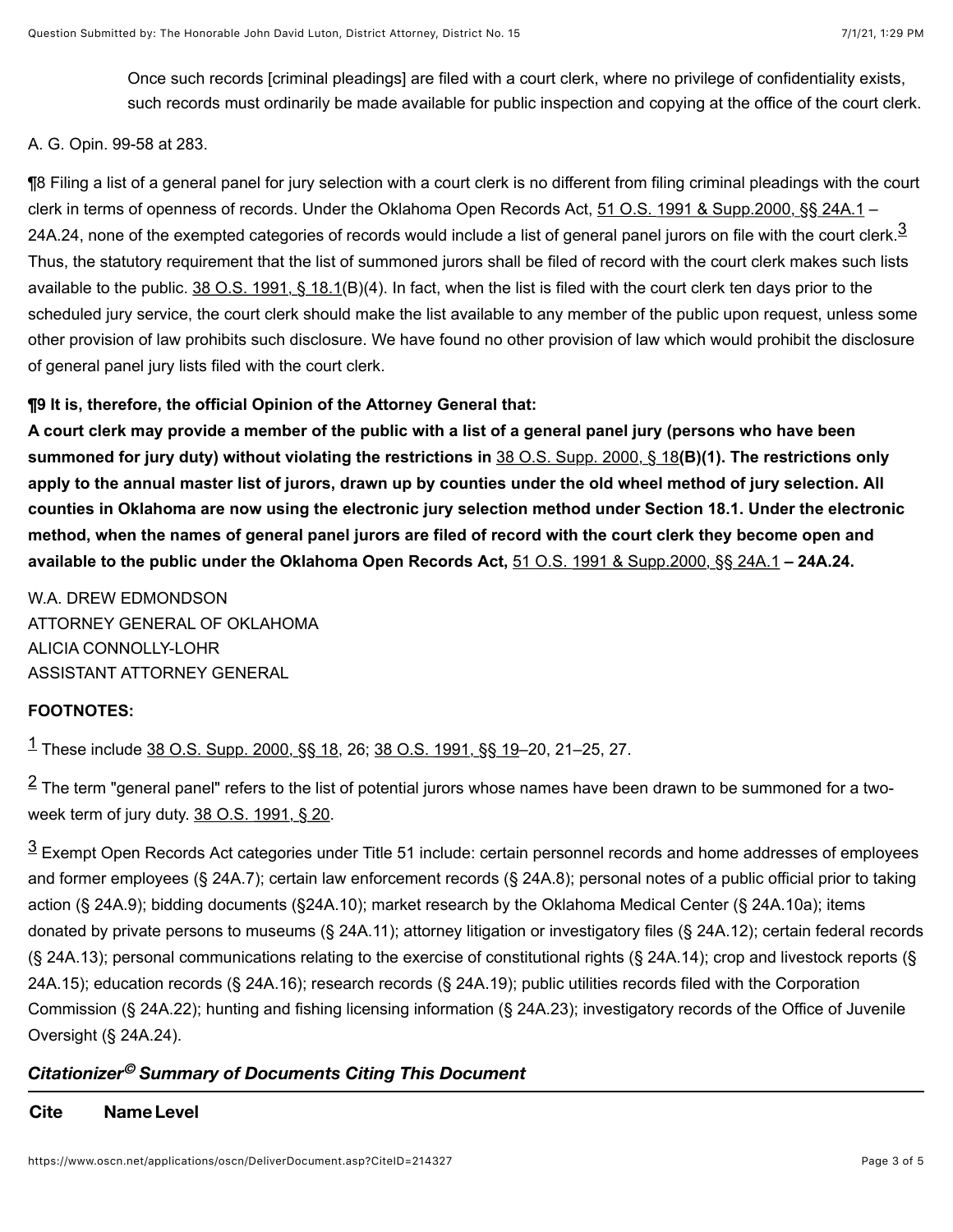> Once such records [criminal pleadings] are filed with a court clerk, where no privilege of confidentiality exists, such records must ordinarily be made available for public inspection and copying at the office of the court clerk.

A. G. Opin. 99-58 at 283.

¶8 Filing a list of a general panel for jury selection with a court clerk is no different from filing criminal pleadings with the court clerk in terms of openness of records. Under the Oklahoma Open Records Act, 51 O.S. 1991 & Supp.2000, §§ 24A.1 – 24A.24, none of the exempted categories of records would include a list of general panel jurors on file with the court clerk.[3] Thus, the statutory requirement that the list of summoned jurors shall be filed of record with the court clerk makes such lists available to the public. 38 O.S. 1991, § 18.1(B)(4). In fact, when the list is filed with the court clerk ten days prior to the scheduled jury service, the court clerk should make the list available to any member of the public upon request, unless some other provision of law prohibits such disclosure. We have found no other provision of law which would prohibit the disclosure of general panel jury lists filed with the court clerk.

**¶9 It is, therefore, the official Opinion of the Attorney General that:**

**A court clerk may provide a member of the public with a list of a general panel jury (persons who have been summoned for jury duty) without violating the restrictions in** 38 O.S. Supp. 2000, § 18**(B)(1). The restrictions only apply to the annual master list of jurors, drawn up by counties under the old wheel method of jury selection. All counties in Oklahoma are now using the electronic jury selection method under Section 18.1. Under the electronic method, when the names of general panel jurors are filed of record with the court clerk they become open and available to the public under the Oklahoma Open Records Act,** 51 O.S. 1991 & Supp.2000, §§ 24A.1 **– 24A.24.**

W.A. DREW EDMONDSON
ATTORNEY GENERAL OF OKLAHOMA
ALICIA CONNOLLY-LOHR
ASSISTANT ATTORNEY GENERAL

**FOOTNOTES:**

[1] These include 38 O.S. Supp. 2000, §§ 18, 26; 38 O.S. 1991, §§ 19–20, 21–25, 27.

[2] The term "general panel" refers to the list of potential jurors whose names have been drawn to be summoned for a two-week term of jury duty. 38 O.S. 1991, § 20.

[3] Exempt Open Records Act categories under Title 51 include: certain personnel records and home addresses of employees and former employees (§ 24A.7); certain law enforcement records (§ 24A.8); personal notes of a public official prior to taking action (§ 24A.9); bidding documents (§24A.10); market research by the Oklahoma Medical Center (§ 24A.10a); items donated by private persons to museums (§ 24A.11); attorney litigation or investigatory files (§ 24A.12); certain federal records (§ 24A.13); personal communications relating to the exercise of constitutional rights (§ 24A.14); crop and livestock reports (§ 24A.15); education records (§ 24A.16); research records (§ 24A.19); public utilities records filed with the Corporation Commission (§ 24A.22); hunting and fishing licensing information (§ 24A.23); investigatory records of the Office of Juvenile Oversight (§ 24A.24).

### *Citationizer© Summary of Documents Citing This Document*

| Cite | Name | Level |
| --- | --- | --- |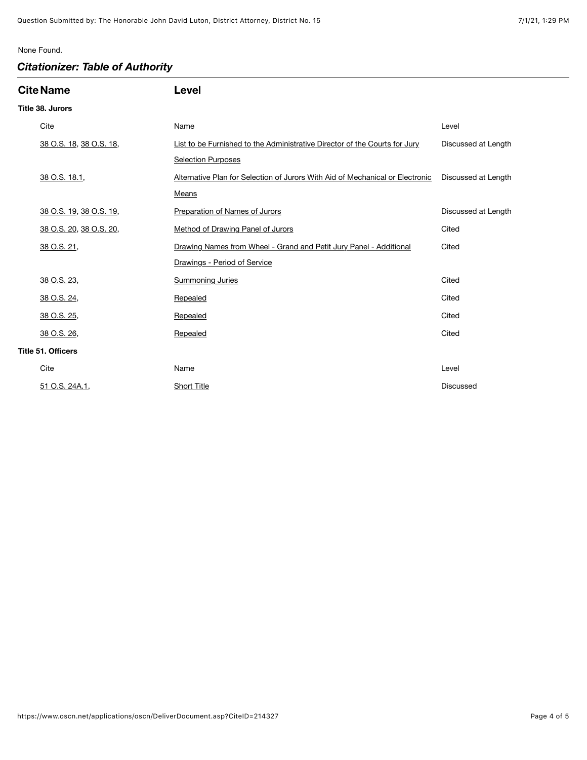None Found.

## *Citationizer: Table of Authority*

| Cite | Name | Level |
|---|---|---|
| **Title 38. Jurors** | | |
| Cite | Name | Level |
| 38 O.S. 18, 38 O.S. 18, | List to be Furnished to the Administrative Director of the Courts for Jury Selection Purposes | Discussed at Length |
| 38 O.S. 18.1, | Alternative Plan for Selection of Jurors With Aid of Mechanical or Electronic Means | Discussed at Length |
| 38 O.S. 19, 38 O.S. 19, | Preparation of Names of Jurors | Discussed at Length |
| 38 O.S. 20, 38 O.S. 20, | Method of Drawing Panel of Jurors | Cited |
| 38 O.S. 21, | Drawing Names from Wheel - Grand and Petit Jury Panel - Additional Drawings - Period of Service | Cited |
| 38 O.S. 23, | Summoning Juries | Cited |
| 38 O.S. 24, | Repealed | Cited |
| 38 O.S. 25, | Repealed | Cited |
| 38 O.S. 26, | Repealed | Cited |
| **Title 51. Officers** | | |
| Cite | Name | Level |
| 51 O.S. 24A.1, | Short Title | Discussed |